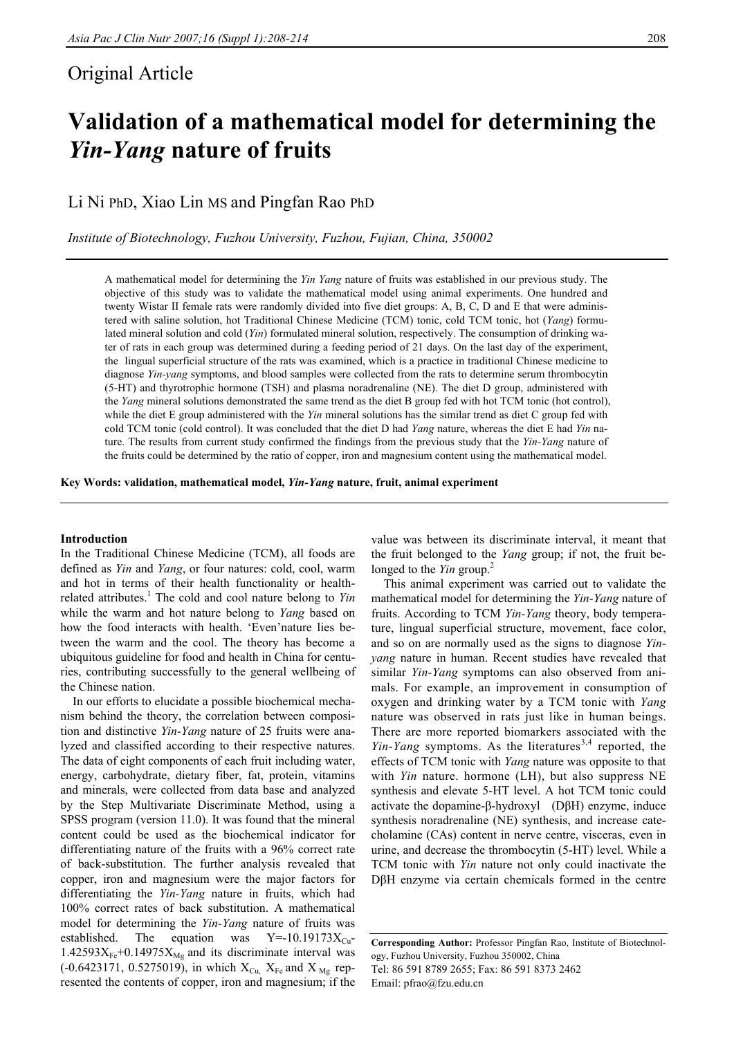Original Article

# Validation of a mathematical model for determining the *Yin-Yang* nature of fruits

Li Ni PhD, Xiao Lin MS and Pingfan Rao PhD

*Institute of Biotechnology, Fuzhou University, Fuzhou, Fujian, China, 350002*

A mathematical model for determining the *Yin Yang* nature of fruits was established in our previous study. The objective of this study was to validate the mathematical model using animal experiments. One hundred and twenty Wistar II female rats were randomly divided into five diet groups: A, B, C, D and E that were administered with saline solution, hot Traditional Chinese Medicine (TCM) tonic, cold TCM tonic, hot (*Yang*) formulated mineral solution and cold (*Yin*) formulated mineral solution, respectively. The consumption of drinking water of rats in each group was determined during a feeding period of 21 days. On the last day of the experiment, the lingual superficial structure of the rats was examined, which is a practice in traditional Chinese medicine to diagnose *Yin-yang* symptoms, and blood samples were collected from the rats to determine serum thrombocytin (5-HT) and thyrotrophic hormone (TSH) and plasma noradrenaline (NE). The diet D group, administered with the *Yang* mineral solutions demonstrated the same trend as the diet B group fed with hot TCM tonic (hot control), while the diet E group administered with the *Yin* mineral solutions has the similar trend as diet C group fed with cold TCM tonic (cold control). It was concluded that the diet D had *Yang* nature, whereas the diet E had *Yin* nature. The results from current study confirmed the findings from the previous study that the *Yin-Yang* nature of the fruits could be determined by the ratio of copper, iron and magnesium content using the mathematical model.

**Key Words: validation, mathematical model, *Yin-Yang* nature, fruit, animal experiment**

## Introduction

In the Traditional Chinese Medicine (TCM), all foods are defined as *Yin* and *Yang*, or four natures: cold, cool, warm and hot in terms of their health functionality or health-related attributes.[1] The cold and cool nature belong to *Yin* while the warm and hot nature belong to *Yang* based on how the food interacts with health. 'Even'nature lies between the warm and the cool. The theory has become a ubiquitous guideline for food and health in China for centuries, contributing successfully to the general wellbeing of the Chinese nation.

In our efforts to elucidate a possible biochemical mechanism behind the theory, the correlation between composition and distinctive *Yin-Yang* nature of 25 fruits were analyzed and classified according to their respective natures. The data of eight components of each fruit including water, energy, carbohydrate, dietary fiber, fat, protein, vitamins and minerals, were collected from data base and analyzed by the Step Multivariate Discriminate Method, using a SPSS program (version 11.0). It was found that the mineral content could be used as the biochemical indicator for differentiating nature of the fruits with a 96% correct rate of back-substitution. The further analysis revealed that copper, iron and magnesium were the major factors for differentiating the *Yin-Yang* nature in fruits, which had 100% correct rates of back substitution. A mathematical model for determining the *Yin-Yang* nature of fruits was established. The equation was $Y=-10.19173X_{Cu}-1.42593X_{Fe}+0.14975X_{Mg}$ and its discriminate interval was (-0.6423171, 0.5275019), in which $X_{Cu}$, $X_{Fe}$ and $X_{Mg}$ represented the contents of copper, iron and magnesium; if the value was between its discriminate interval, it meant that the fruit belonged to the *Yang* group; if not, the fruit belonged to the *Yin* group.[2]

This animal experiment was carried out to validate the mathematical model for determining the *Yin-Yang* nature of fruits. According to TCM *Yin-Yang* theory, body temperature, lingual superficial structure, movement, face color, and so on are normally used as the signs to diagnose *Yin-yang* nature in human. Recent studies have revealed that similar *Yin-Yang* symptoms can also observed from animals. For example, an improvement in consumption of oxygen and drinking water by a TCM tonic with *Yang* nature was observed in rats just like in human beings. There are more reported biomarkers associated with the *Yin-Yang* symptoms. As the literatures[3,4] reported, the effects of TCM tonic with *Yang* nature was opposite to that with *Yin* nature. hormone (LH), but also suppress NE synthesis and elevate 5-HT level. A hot TCM tonic could activate the dopamine-β-hydroxyl (DβH) enzyme, induce synthesis noradrenaline (NE) synthesis, and increase catecholamine (CAs) content in nerve centre, visceras, even in urine, and decrease the thrombocytin (5-HT) level. While a TCM tonic with *Yin* nature not only could inactivate the DβH enzyme via certain chemicals formed in the centre

**Corresponding Author:** Professor Pingfan Rao, Institute of Biotechnology, Fuzhou University, Fuzhou 350002, China
Tel: 86 591 8789 2655; Fax: 86 591 8373 2462
Email: pfrao@fzu.edu.cn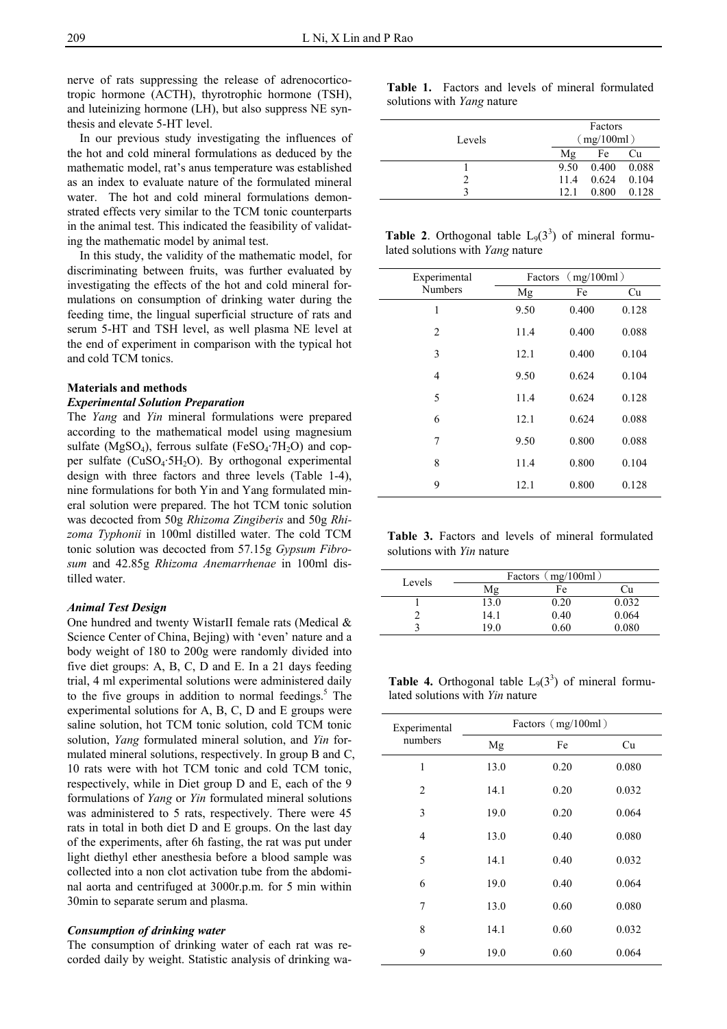nerve of rats suppressing the release of adrenocorticotropic hormone (ACTH), thyrotrophic hormone (TSH), and luteinizing hormone (LH), but also suppress NE synthesis and elevate 5-HT level.

In our previous study investigating the influences of the hot and cold mineral formulations as deduced by the mathematic model, rat's anus temperature was established as an index to evaluate nature of the formulated mineral water. The hot and cold mineral formulations demonstrated effects very similar to the TCM tonic counterparts in the animal test. This indicated the feasibility of validating the mathematic model by animal test.

In this study, the validity of the mathematic model, for discriminating between fruits, was further evaluated by investigating the effects of the hot and cold mineral formulations on consumption of drinking water during the feeding time, the lingual superficial structure of rats and serum 5-HT and TSH level, as well plasma NE level at the end of experiment in comparison with the typical hot and cold TCM tonics.

## Materials and methods

### *Experimental Solution Preparation*

The *Yang* and *Yin* mineral formulations were prepared according to the mathematical model using magnesium sulfate ($MgSO_4$), ferrous sulfate ($FeSO_4 \cdot 7H_2O$) and copper sulfate ($CuSO_4 \cdot 5H_2O$). By orthogonal experimental design with three factors and three levels (Table 1-4), nine formulations for both Yin and Yang formulated mineral solution were prepared. The hot TCM tonic solution was decocted from 50g *Rhizoma Zingiberis* and 50g *Rhizoma Typhonii* in 100ml distilled water. The cold TCM tonic solution was decocted from 57.15g *Gypsum Fibrosum* and 42.85g *Rhizoma Anemarrhenae* in 100ml distilled water.

### *Animal Test Design*

One hundred and twenty WistarII female rats (Medical & Science Center of China, Bejing) with 'even' nature and a body weight of 180 to 200g were randomly divided into five diet groups: A, B, C, D and E. In a 21 days feeding trial, 4 ml experimental solutions were administered daily to the five groups in addition to normal feedings.[5] The experimental solutions for A, B, C, D and E groups were saline solution, hot TCM tonic solution, cold TCM tonic solution, *Yang* formulated mineral solution, and *Yin* formulated mineral solutions, respectively. In group B and C, 10 rats were with hot TCM tonic and cold TCM tonic, respectively, while in Diet group D and E, each of the 9 formulations of *Yang* or *Yin* formulated mineral solutions was administered to 5 rats, respectively. There were 45 rats in total in both diet D and E groups. On the last day of the experiments, after 6h fasting, the rat was put under light diethyl ether anesthesia before a blood sample was collected into a non clot activation tube from the abdominal aorta and centrifuged at 3000r.p.m. for 5 min within 30min to separate serum and plasma.

### *Consumption of drinking water*

The consumption of drinking water of each rat was recorded daily by weight. Statistic analysis of drinking wa-

**Table 1.** Factors and levels of mineral formulated solutions with *Yang* nature

| Levels | Factors (mg/100ml) | | |
|---|---|---|---|
| | Mg | Fe | Cu |
| 1 | 9.50 | 0.400 | 0.088 |
| 2 | 11.4 | 0.624 | 0.104 |
| 3 | 12.1 | 0.800 | 0.128 |

**Table 2**. Orthogonal table $L_9(3^3)$ of mineral formulated solutions with *Yang* nature

| Experimental Numbers | Factors (mg/100ml) | | |
|---|---|---|---|
| | Mg | Fe | Cu |
| 1 | 9.50 | 0.400 | 0.128 |
| 2 | 11.4 | 0.400 | 0.088 |
| 3 | 12.1 | 0.400 | 0.104 |
| 4 | 9.50 | 0.624 | 0.104 |
| 5 | 11.4 | 0.624 | 0.128 |
| 6 | 12.1 | 0.624 | 0.088 |
| 7 | 9.50 | 0.800 | 0.088 |
| 8 | 11.4 | 0.800 | 0.104 |
| 9 | 12.1 | 0.800 | 0.128 |

**Table 3.** Factors and levels of mineral formulated solutions with *Yin* nature

| Levels | Factors (mg/100ml) | | |
|---|---|---|---|
| | Mg | Fe | Cu |
| 1 | 13.0 | 0.20 | 0.032 |
| 2 | 14.1 | 0.40 | 0.064 |
| 3 | 19.0 | 0.60 | 0.080 |

**Table 4.** Orthogonal table $L_9(3^3)$ of mineral formulated solutions with *Yin* nature

| Experimental numbers | Factors (mg/100ml) | | |
|---|---|---|---|
| | Mg | Fe | Cu |
| 1 | 13.0 | 0.20 | 0.080 |
| 2 | 14.1 | 0.20 | 0.032 |
| 3 | 19.0 | 0.20 | 0.064 |
| 4 | 13.0 | 0.40 | 0.080 |
| 5 | 14.1 | 0.40 | 0.032 |
| 6 | 19.0 | 0.40 | 0.064 |
| 7 | 13.0 | 0.60 | 0.080 |
| 8 | 14.1 | 0.60 | 0.032 |
| 9 | 19.0 | 0.60 | 0.064 |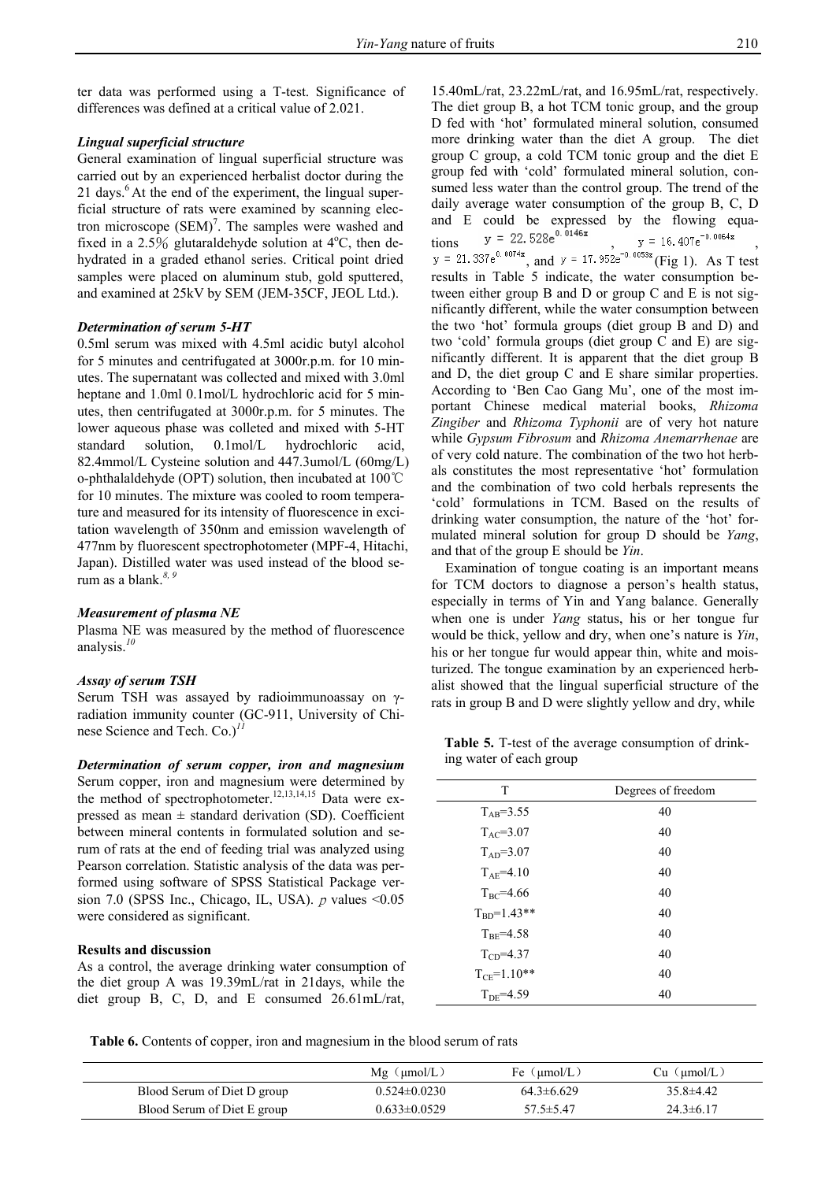ter data was performed using a T-test. Significance of differences was defined at a critical value of 2.021.

### *Lingual superficial structure*

General examination of lingual superficial structure was carried out by an experienced herbalist doctor during the 21 days.[6] At the end of the experiment, the lingual superficial structure of rats were examined by scanning electron microscope (SEM)[7]. The samples were washed and fixed in a 2.5％ glutaraldehyde solution at 4°C, then dehydrated in a graded ethanol series. Critical point dried samples were placed on aluminum stub, gold sputtered, and examined at 25kV by SEM (JEM-35CF, JEOL Ltd.).

### *Determination of serum 5-HT*

0.5ml serum was mixed with 4.5ml acidic butyl alcohol for 5 minutes and centrifugated at 3000r.p.m. for 10 minutes. The supernatant was collected and mixed with 3.0ml heptane and 1.0ml 0.1mol/L hydrochloric acid for 5 minutes, then centrifugated at 3000r.p.m. for 5 minutes. The lower aqueous phase was colleted and mixed with 5-HT standard solution, 0.1mol/L hydrochloric acid, 82.4mmol/L Cysteine solution and 447.3umol/L (60mg/L) o-phthalaldehyde (OPT) solution, then incubated at 100℃ for 10 minutes. The mixture was cooled to room temperature and measured for its intensity of fluorescence in excitation wavelength of 350nm and emission wavelength of 477nm by fluorescent spectrophotometer (MPF-4, Hitachi, Japan). Distilled water was used instead of the blood serum as a blank.[8, 9]

### *Measurement of plasma NE*

Plasma NE was measured by the method of fluorescence analysis.[10]

### *Assay of serum TSH*

Serum TSH was assayed by radioimmunoassay on γ-radiation immunity counter (GC-911, University of Chinese Science and Tech. Co.)[11]

### *Determination of serum copper, iron and magnesium*

Serum copper, iron and magnesium were determined by the method of spectrophotometer.[12,13,14,15] Data were expressed as mean ± standard derivation (SD). Coefficient between mineral contents in formulated solution and serum of rats at the end of feeding trial was analyzed using Pearson correlation. Statistic analysis of the data was performed using software of SPSS Statistical Package version 7.0 (SPSS Inc., Chicago, IL, USA). $p$ values <0.05 were considered as significant.

## Results and discussion

As a control, the average drinking water consumption of the diet group A was 19.39mL/rat in 21days, while the diet group B, C, D, and E consumed 26.61mL/rat, 15.40mL/rat, 23.22mL/rat, and 16.95mL/rat, respectively. The diet group B, a hot TCM tonic group, and the group D fed with 'hot' formulated mineral solution, consumed more drinking water than the diet A group. The diet group C group, a cold TCM tonic group and the diet E group fed with 'cold' formulated mineral solution, consumed less water than the control group. The trend of the daily average water consumption of the group B, C, D and E could be expressed by the flowing equations $y = 22.528e^{0.0146x}$, $y = 16.407e^{-0.0064x}$, $y = 21.337e^{0.0074x}$, and $y = 17.952e^{-0.0053x}$ (Fig 1). As T test results in Table 5 indicate, the water consumption between either group B and D or group C and E is not significantly different, while the water consumption between the two 'hot' formula groups (diet group B and D) and two 'cold' formula groups (diet group C and E) are significantly different. It is apparent that the diet group B and D, the diet group C and E share similar properties. According to 'Ben Cao Gang Mu', one of the most important Chinese medical material books, *Rhizoma Zingiber* and *Rhizoma Typhonii* are of very hot nature while *Gypsum Fibrosum* and *Rhizoma Anemarrhenae* are of very cold nature. The combination of the two hot herbals constitutes the most representative 'hot' formulation and the combination of two cold herbals represents the 'cold' formulations in TCM. Based on the results of drinking water consumption, the nature of the 'hot' formulated mineral solution for group D should be *Yang*, and that of the group E should be *Yin*.

Examination of tongue coating is an important means for TCM doctors to diagnose a person's health status, especially in terms of Yin and Yang balance. Generally when one is under *Yang* status, his or her tongue fur would be thick, yellow and dry, when one's nature is *Yin*, his or her tongue fur would appear thin, white and moisturized. The tongue examination by an experienced herbalist showed that the lingual superficial structure of the rats in group B and D were slightly yellow and dry, while

**Table 5.** T-test of the average consumption of drinking water of each group

| T | Degrees of freedom |
|---|---|
| $T_{AB}$=3.55 | 40 |
| $T_{AC}$=3.07 | 40 |
| $T_{AD}$=3.07 | 40 |
| $T_{AE}$=4.10 | 40 |
| $T_{BC}$=4.66 | 40 |
| $T_{BD}$=1.43** | 40 |
| $T_{BE}$=4.58 | 40 |
| $T_{CD}$=4.37 | 40 |
| $T_{CE}$=1.10** | 40 |
| $T_{DE}$=4.59 | 40 |

**Table 6.** Contents of copper, iron and magnesium in the blood serum of rats

| | Mg（μmol/L） | Fe（μmol/L） | Cu（μmol/L） |
|---|---|---|---|
| Blood Serum of Diet D group | 0.524±0.0230 | 64.3±6.629 | 35.8±4.42 |
| Blood Serum of Diet E group | 0.633±0.0529 | 57.5±5.47 | 24.3±6.17 |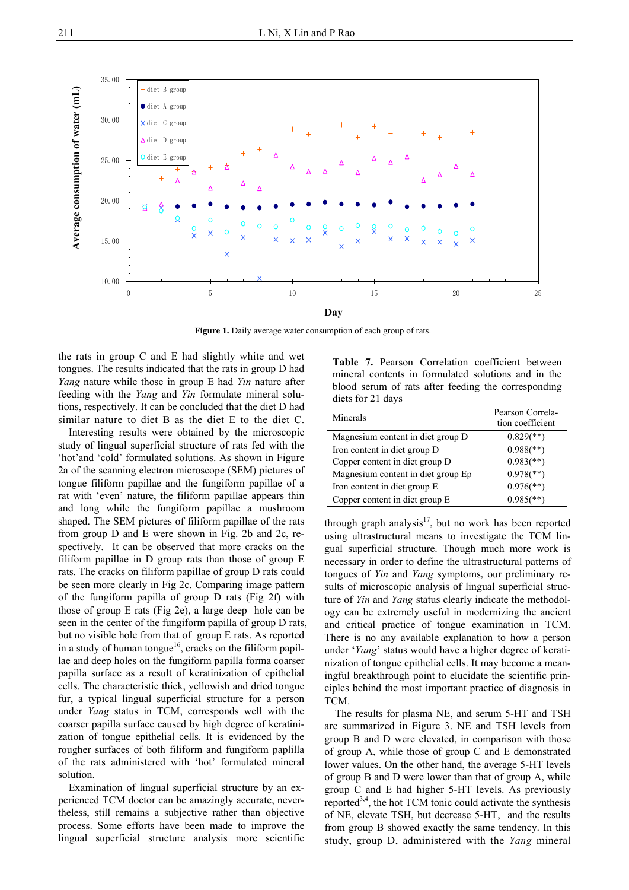35.00
30.00
25.00
20.00
15.00
10.00
0
5
10
15
20
25
Average consumption of water (mL)
Day
diet B group
diet A group
diet C group
diet D group
diet E group

**Figure 1.** Daily average water consumption of each group of rats.

the rats in group C and E had slightly white and wet tongues. The results indicated that the rats in group D had *Yang* nature while those in group E had *Yin* nature after feeding with the *Yang* and *Yin* formulate mineral solutions, respectively. It can be concluded that the diet D had similar nature to diet B as the diet E to the diet C.

Interesting results were obtained by the microscopic study of lingual superficial structure of rats fed with the 'hot'and 'cold' formulated solutions. As shown in Figure 2a of the scanning electron microscope (SEM) pictures of tongue filiform papillae and the fungiform papillae of a rat with 'even' nature, the filiform papillae appears thin and long while the fungiform papillae a mushroom shaped. The SEM pictures of filiform papillae of the rats from group D and E were shown in Fig. 2b and 2c, respectively. It can be observed that more cracks on the filiform papillae in D group rats than those of group E rats. The cracks on filiform papillae of group D rats could be seen more clearly in Fig 2c. Comparing image pattern of the fungiform papilla of group D rats (Fig 2f) with those of group E rats (Fig 2e), a large deep hole can be seen in the center of the fungiform papilla of group D rats, but no visible hole from that of group E rats. As reported in a study of human tongue[16], cracks on the filiform papillae and deep holes on the fungiform papilla forma coarser papilla surface as a result of keratinization of epithelial cells. The characteristic thick, yellowish and dried tongue fur, a typical lingual superficial structure for a person under *Yang* status in TCM, corresponds well with the coarser papilla surface caused by high degree of keratinization of tongue epithelial cells. It is evidenced by the rougher surfaces of both filiform and fungiform papilla of the rats administered with 'hot' formulated mineral solution.

Examination of lingual superficial structure by an experienced TCM doctor can be amazingly accurate, nevertheless, still remains a subjective rather than objective process. Some efforts have been made to improve the lingual superficial structure analysis more scientific through graph analysis[17], but no work has been reported using ultrastructural means to investigate the TCM lingual superficial structure. Though much more work is necessary in order to define the ultrastructural patterns of tongues of *Yin* and *Yang* symptoms, our preliminary results of microscopic analysis of lingual superficial structure of *Yin* and *Yang* status clearly indicate the methodology can be extremely useful in modernizing the ancient and critical practice of tongue examination in TCM. There is no any available explanation to how a person under '*Yang*' status would have a higher degree of keratinization of tongue epithelial cells. It may become a meaningful breakthrough point to elucidate the scientific principles behind the most important practice of diagnosis in TCM.

**Table 7.** Pearson Correlation coefficient between mineral contents in formulated solutions and in the blood serum of rats after feeding the corresponding diets for 21 days

| Minerals | Pearson Correlation coefficient |
|---|---|
| Magnesium content in diet group D | 0.829(**) |
| Iron content in diet group D | 0.988(**) |
| Copper content in diet group D | 0.983(**) |
| Magnesium content in diet group Ep | 0.978(**) |
| Iron content in diet group E | 0.976(**) |
| Copper content in diet group E | 0.985(**) |

The results for plasma NE, and serum 5-HT and TSH are summarized in Figure 3. NE and TSH levels from group B and D were elevated, in comparison with those of group A, while those of group C and E demonstrated lower values. On the other hand, the average 5-HT levels of group B and D were lower than that of group A, while group C and E had higher 5-HT levels. As previously reported[3,4], the hot TCM tonic could activate the synthesis of NE, elevate TSH, but decrease 5-HT, and the results from group B showed exactly the same tendency. In this study, group D, administered with the *Yang* mineral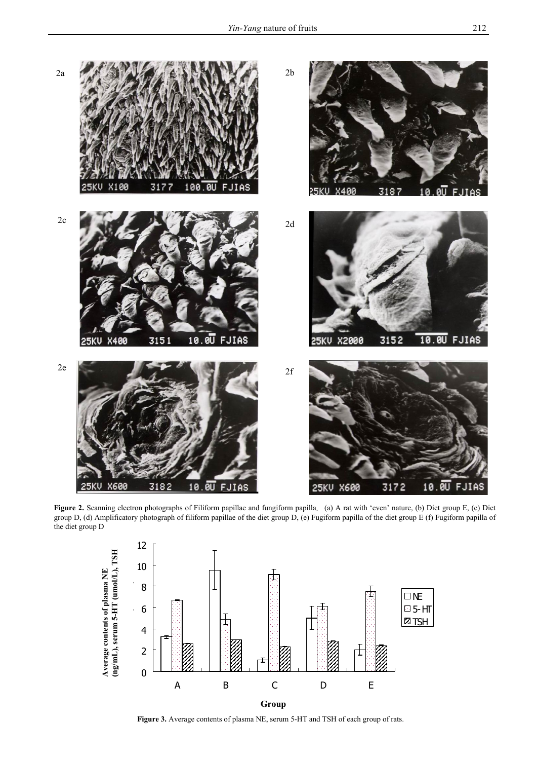2a

25KV X100 3177 100.0U FJIAS

2b

25KV X400 3187 10.0U FJIAS

2c

25KV X400 3151 10.0U FJIAS

2d

25KV X2000 3152 10.0U FJIAS

2e

25KV X600 3182 10.0U FJIAS

2f

25KV X600 3172 10.0U FJIAS

**Figure 2.** Scanning electron photographs of Filiform papillae and fungiform papilla. (a) A rat with 'even' nature, (b) Diet group E, (c) Diet group D, (d) Amplificatory photograph of filiform papillae of the diet group D, (e) Fugiform papilla of the diet group E (f) Fugiform papilla of the diet group D

Average contents of plasma NE (ng/mL), serum 5-HT (umol/L), TSH

12
10
8
6
4
2
0

A B C D E

Group

NE
5-HT
TSH

**Figure 3.** Average contents of plasma NE, serum 5-HT and TSH of each group of rats.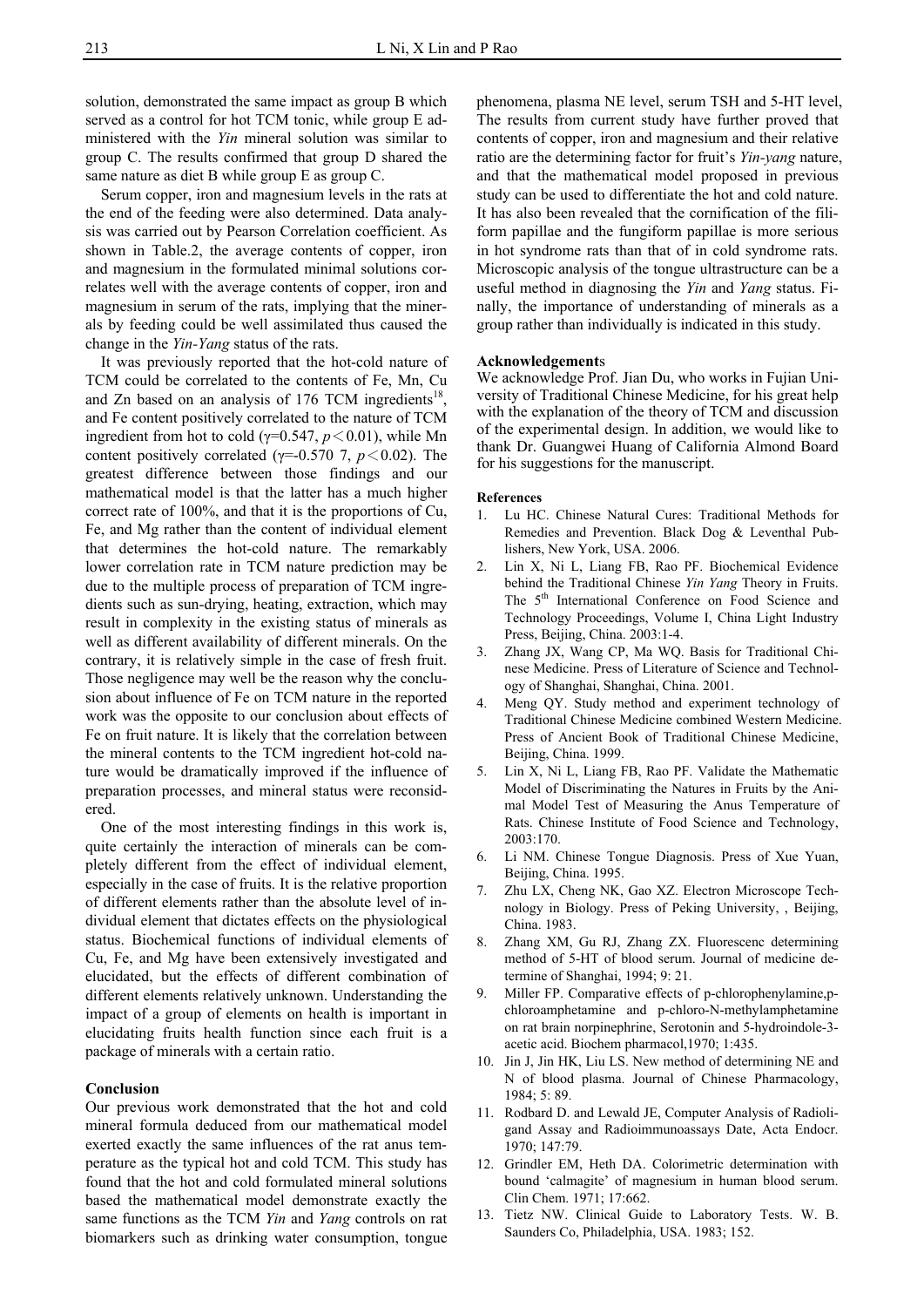solution, demonstrated the same impact as group B which served as a control for hot TCM tonic, while group E administered with the *Yin* mineral solution was similar to group C. The results confirmed that group D shared the same nature as diet B while group E as group C.

Serum copper, iron and magnesium levels in the rats at the end of the feeding were also determined. Data analysis was carried out by Pearson Correlation coefficient. As shown in Table.2, the average contents of copper, iron and magnesium in the formulated minimal solutions correlates well with the average contents of copper, iron and magnesium in serum of the rats, implying that the minerals by feeding could be well assimilated thus caused the change in the *Yin-Yang* status of the rats.

It was previously reported that the hot-cold nature of TCM could be correlated to the contents of Fe, Mn, Cu and Zn based on an analysis of 176 TCM ingredients[18], and Fe content positively correlated to the nature of TCM ingredient from hot to cold ($\gamma$=0.547, $p < 0.01$), while Mn content positively correlated ($\gamma$=-0.570 7, $p < 0.02$). The greatest difference between those findings and our mathematical model is that the latter has a much higher correct rate of 100%, and that it is the proportions of Cu, Fe, and Mg rather than the content of individual element that determines the hot-cold nature. The remarkably lower correlation rate in TCM nature prediction may be due to the multiple process of preparation of TCM ingredients such as sun-drying, heating, extraction, which may result in complexity in the existing status of minerals as well as different availability of different minerals. On the contrary, it is relatively simple in the case of fresh fruit. Those negligence may well be the reason why the conclusion about influence of Fe on TCM nature in the reported work was the opposite to our conclusion about effects of Fe on fruit nature. It is likely that the correlation between the mineral contents to the TCM ingredient hot-cold nature would be dramatically improved if the influence of preparation processes, and mineral status were reconsidered.

One of the most interesting findings in this work is, quite certainly the interaction of minerals can be completely different from the effect of individual element, especially in the case of fruits. It is the relative proportion of different elements rather than the absolute level of individual element that dictates effects on the physiological status. Biochemical functions of individual elements of Cu, Fe, and Mg have been extensively investigated and elucidated, but the effects of different combination of different elements relatively unknown. Understanding the impact of a group of elements on health is important in elucidating fruits health function since each fruit is a package of minerals with a certain ratio.

## Conclusion

Our previous work demonstrated that the hot and cold mineral formula deduced from our mathematical model exerted exactly the same influences of the rat anus temperature as the typical hot and cold TCM. This study has found that the hot and cold formulated mineral solutions based the mathematical model demonstrate exactly the same functions as the TCM *Yin* and *Yang* controls on rat biomarkers such as drinking water consumption, tongue phenomena, plasma NE level, serum TSH and 5-HT level, The results from current study have further proved that contents of copper, iron and magnesium and their relative ratio are the determining factor for fruit's *Yin-yang* nature, and that the mathematical model proposed in previous study can be used to differentiate the hot and cold nature. It has also been revealed that the cornification of the filiform papillae and the fungiform papillae is more serious in hot syndrome rats than that of in cold syndrome rats. Microscopic analysis of the tongue ultrastructure can be a useful method in diagnosing the *Yin* and *Yang* status. Finally, the importance of understanding of minerals as a group rather than individually is indicated in this study.

## Acknowledgements

We acknowledge Prof. Jian Du, who works in Fujian University of Traditional Chinese Medicine, for his great help with the explanation of the theory of TCM and discussion of the experimental design. In addition, we would like to thank Dr. Guangwei Huang of California Almond Board for his suggestions for the manuscript.

## References

1. Lu HC. Chinese Natural Cures: Traditional Methods for Remedies and Prevention. Black Dog & Leventhal Publishers, New York, USA. 2006.
2. Lin X, Ni L, Liang FB, Rao PF. Biochemical Evidence behind the Traditional Chinese *Yin Yang* Theory in Fruits. The 5th International Conference on Food Science and Technology Proceedings, Volume I, China Light Industry Press, Beijing, China. 2003:1-4.
3. Zhang JX, Wang CP, Ma WQ. Basis for Traditional Chinese Medicine. Press of Literature of Science and Technology of Shanghai, Shanghai, China. 2001.
4. Meng QY. Study method and experiment technology of Traditional Chinese Medicine combined Western Medicine. Press of Ancient Book of Traditional Chinese Medicine, Beijing, China. 1999.
5. Lin X, Ni L, Liang FB, Rao PF. Validate the Mathematic Model of Discriminating the Natures in Fruits by the Animal Model Test of Measuring the Anus Temperature of Rats. Chinese Institute of Food Science and Technology, 2003:170.
6. Li NM. Chinese Tongue Diagnosis. Press of Xue Yuan, Beijing, China. 1995.
7. Zhu LX, Cheng NK, Gao XZ. Electron Microscope Technology in Biology. Press of Peking University, , Beijing, China. 1983.
8. Zhang XM, Gu RJ, Zhang ZX. Fluorescenc determining method of 5-HT of blood serum. Journal of medicine determine of Shanghai, 1994; 9: 21.
9. Miller FP. Comparative effects of p-chlorophenylamine,p-chloroamphetamine and p-chloro-N-methylamphetamine on rat brain norpinephrine, Serotonin and 5-hydroindole-3-acetic acid. Biochem pharmacol,1970; 1:435.
10. Jin J, Jin HK, Liu LS. New method of determining NE and N of blood plasma. Journal of Chinese Pharmacology, 1984; 5: 89.
11. Rodbard D. and Lewald JE, Computer Analysis of Radioligand Assay and Radioimmunoassays Date, Acta Endocr. 1970; 147:79.
12. Grindler EM, Heth DA. Colorimetric determination with bound 'calmagite' of magnesium in human blood serum. Clin Chem. 1971; 17:662.
13. Tietz NW. Clinical Guide to Laboratory Tests. W. B. Saunders Co, Philadelphia, USA. 1983; 152.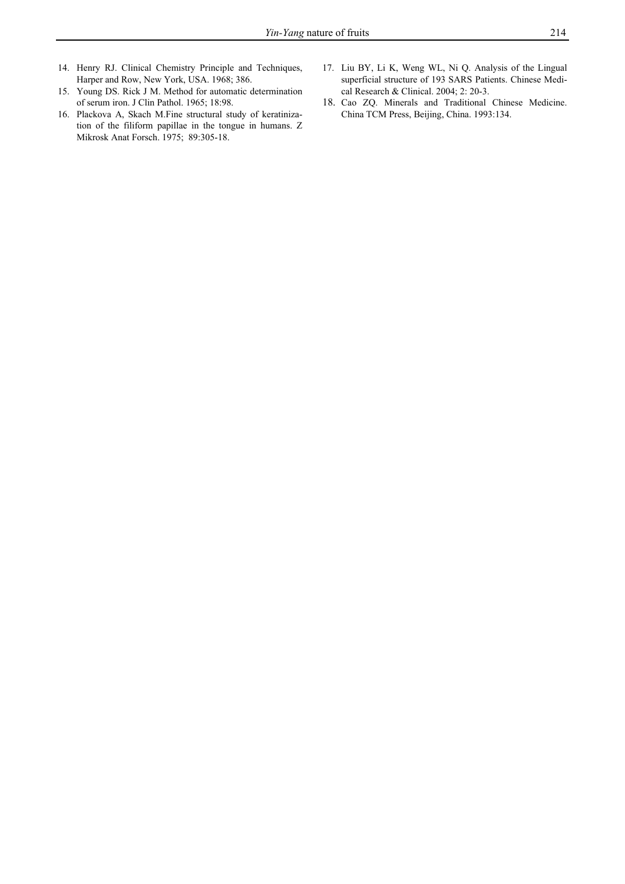14. Henry RJ. Clinical Chemistry Principle and Techniques, Harper and Row, New York, USA. 1968; 386.
15. Young DS. Rick J M. Method for automatic determination of serum iron. J Clin Pathol. 1965; 18:98.
16. Plackova A, Skach M.Fine structural study of keratinization of the filiform papillae in the tongue in humans. Z Mikrosk Anat Forsch. 1975; 89:305-18.
17. Liu BY, Li K, Weng WL, Ni Q. Analysis of the Lingual superficial structure of 193 SARS Patients. Chinese Medical Research & Clinical. 2004; 2: 20-3.
18. Cao ZQ. Minerals and Traditional Chinese Medicine. China TCM Press, Beijing, China. 1993:134.